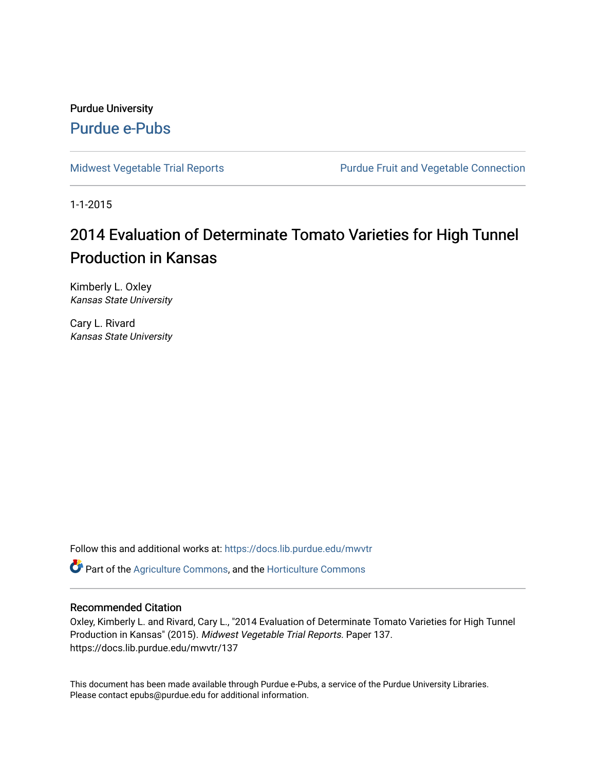Purdue University

Purdue e-Pubs

Midwest Vegetable Trial Reports | Purdue Fruit and Vegetable Connection

1-1-2015

# 2014 Evaluation of Determinate Tomato Varieties for High Tunnel Production in Kansas

Kimberly L. Oxley
*Kansas State University*

Cary L. Rivard
*Kansas State University*

Follow this and additional works at: https://docs.lib.purdue.edu/mwvtr

Part of the Agriculture Commons, and the Horticulture Commons

## Recommended Citation

Oxley, Kimberly L. and Rivard, Cary L., "2014 Evaluation of Determinate Tomato Varieties for High Tunnel Production in Kansas" (2015). *Midwest Vegetable Trial Reports.* Paper 137.
https://docs.lib.purdue.edu/mwvtr/137

This document has been made available through Purdue e-Pubs, a service of the Purdue University Libraries. Please contact epubs@purdue.edu for additional information.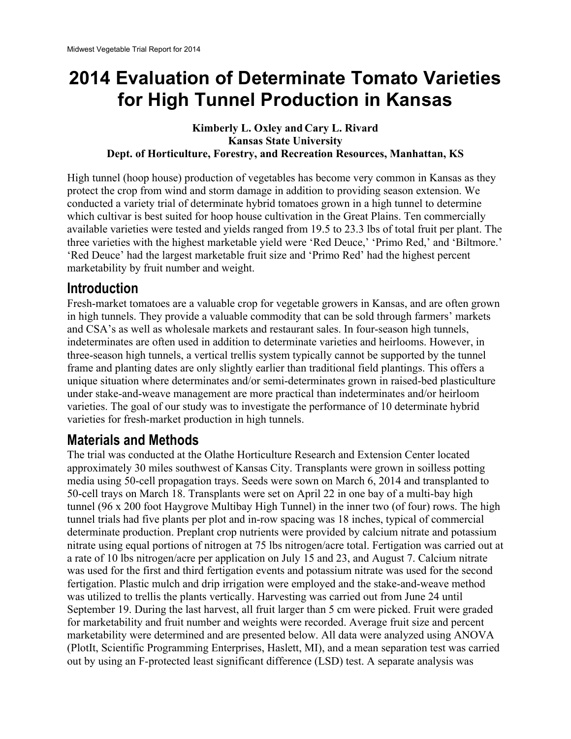# 2014 Evaluation of Determinate Tomato Varieties for High Tunnel Production in Kansas

**Kimberly L. Oxley and Cary L. Rivard**
**Kansas State University**
**Dept. of Horticulture, Forestry, and Recreation Resources, Manhattan, KS**

High tunnel (hoop house) production of vegetables has become very common in Kansas as they protect the crop from wind and storm damage in addition to providing season extension. We conducted a variety trial of determinate hybrid tomatoes grown in a high tunnel to determine which cultivar is best suited for hoop house cultivation in the Great Plains. Ten commercially available varieties were tested and yields ranged from 19.5 to 23.3 lbs of total fruit per plant. The three varieties with the highest marketable yield were 'Red Deuce,' 'Primo Red,' and 'Biltmore.' 'Red Deuce' had the largest marketable fruit size and 'Primo Red' had the highest percent marketability by fruit number and weight.

## Introduction

Fresh-market tomatoes are a valuable crop for vegetable growers in Kansas, and are often grown in high tunnels. They provide a valuable commodity that can be sold through farmers' markets and CSA's as well as wholesale markets and restaurant sales. In four-season high tunnels, indeterminates are often used in addition to determinate varieties and heirlooms. However, in three-season high tunnels, a vertical trellis system typically cannot be supported by the tunnel frame and planting dates are only slightly earlier than traditional field plantings. This offers a unique situation where determinates and/or semi-determinates grown in raised-bed plasticulture under stake-and-weave management are more practical than indeterminates and/or heirloom varieties. The goal of our study was to investigate the performance of 10 determinate hybrid varieties for fresh-market production in high tunnels.

## Materials and Methods

The trial was conducted at the Olathe Horticulture Research and Extension Center located approximately 30 miles southwest of Kansas City. Transplants were grown in soilless potting media using 50-cell propagation trays. Seeds were sown on March 6, 2014 and transplanted to 50-cell trays on March 18. Transplants were set on April 22 in one bay of a multi-bay high tunnel (96 x 200 foot Haygrove Multibay High Tunnel) in the inner two (of four) rows. The high tunnel trials had five plants per plot and in-row spacing was 18 inches, typical of commercial determinate production. Preplant crop nutrients were provided by calcium nitrate and potassium nitrate using equal portions of nitrogen at 75 lbs nitrogen/acre total. Fertigation was carried out at a rate of 10 lbs nitrogen/acre per application on July 15 and 23, and August 7. Calcium nitrate was used for the first and third fertigation events and potassium nitrate was used for the second fertigation. Plastic mulch and drip irrigation were employed and the stake-and-weave method was utilized to trellis the plants vertically. Harvesting was carried out from June 24 until September 19. During the last harvest, all fruit larger than 5 cm were picked. Fruit were graded for marketability and fruit number and weights were recorded. Average fruit size and percent marketability were determined and are presented below. All data were analyzed using ANOVA (PlotIt, Scientific Programming Enterprises, Haslett, MI), and a mean separation test was carried out by using an F-protected least significant difference (LSD) test. A separate analysis was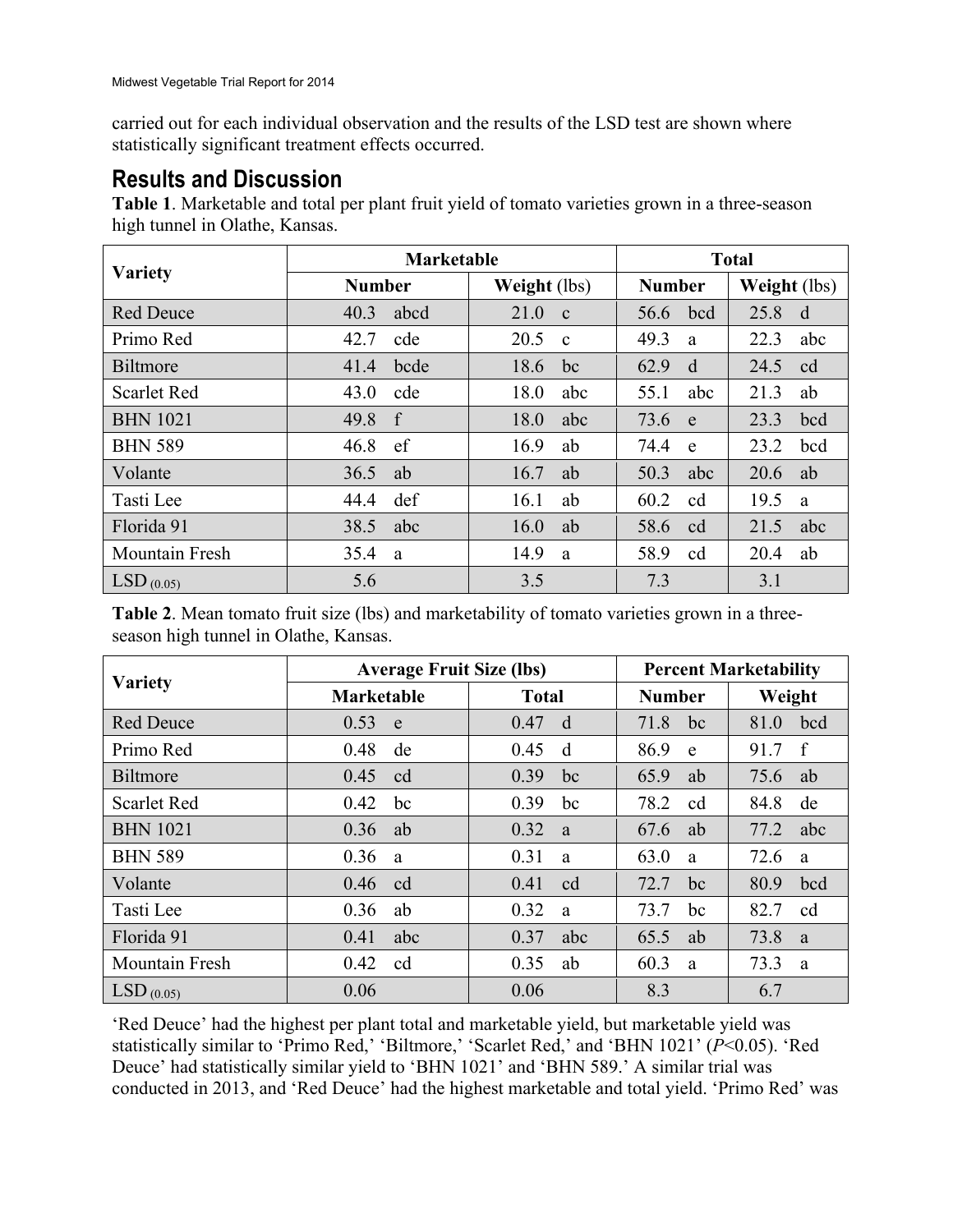carried out for each individual observation and the results of the LSD test are shown where statistically significant treatment effects occurred.

## Results and Discussion

**Table 1**. Marketable and total per plant fruit yield of tomato varieties grown in a three-season high tunnel in Olathe, Kansas.

| Variety | Marketable | | Total | |
|---|---|---|---|---|
| | **Number** | **Weight** (lbs) | **Number** | **Weight** (lbs) |
| Red Deuce | 40.3 abcd | 21.0 c | 56.6 bcd | 25.8 d |
| Primo Red | 42.7 cde | 20.5 c | 49.3 a | 22.3 abc |
| Biltmore | 41.4 bcde | 18.6 bc | 62.9 d | 24.5 cd |
| Scarlet Red | 43.0 cde | 18.0 abc | 55.1 abc | 21.3 ab |
| BHN 1021 | 49.8 f | 18.0 abc | 73.6 e | 23.3 bcd |
| BHN 589 | 46.8 ef | 16.9 ab | 74.4 e | 23.2 bcd |
| Volante | 36.5 ab | 16.7 ab | 50.3 abc | 20.6 ab |
| Tasti Lee | 44.4 def | 16.1 ab | 60.2 cd | 19.5 a |
| Florida 91 | 38.5 abc | 16.0 ab | 58.6 cd | 21.5 abc |
| Mountain Fresh | 35.4 a | 14.9 a | 58.9 cd | 20.4 ab |
| $LSD_{(0.05)}$ | 5.6 | 3.5 | 7.3 | 3.1 |

**Table 2**. Mean tomato fruit size (lbs) and marketability of tomato varieties grown in a three-season high tunnel in Olathe, Kansas.

| Variety | Average Fruit Size (lbs) | | Percent Marketability | |
|---|---|---|---|---|
| | **Marketable** | **Total** | **Number** | **Weight** |
| Red Deuce | 0.53 e | 0.47 d | 71.8 bc | 81.0 bcd |
| Primo Red | 0.48 de | 0.45 d | 86.9 e | 91.7 f |
| Biltmore | 0.45 cd | 0.39 bc | 65.9 ab | 75.6 ab |
| Scarlet Red | 0.42 bc | 0.39 bc | 78.2 cd | 84.8 de |
| BHN 1021 | 0.36 ab | 0.32 a | 67.6 ab | 77.2 abc |
| BHN 589 | 0.36 a | 0.31 a | 63.0 a | 72.6 a |
| Volante | 0.46 cd | 0.41 cd | 72.7 bc | 80.9 bcd |
| Tasti Lee | 0.36 ab | 0.32 a | 73.7 bc | 82.7 cd |
| Florida 91 | 0.41 abc | 0.37 abc | 65.5 ab | 73.8 a |
| Mountain Fresh | 0.42 cd | 0.35 ab | 60.3 a | 73.3 a |
| $LSD_{(0.05)}$ | 0.06 | 0.06 | 8.3 | 6.7 |

'Red Deuce' had the highest per plant total and marketable yield, but marketable yield was statistically similar to 'Primo Red,' 'Biltmore,' 'Scarlet Red,' and 'BHN 1021' ($P<0.05$). 'Red Deuce' had statistically similar yield to 'BHN 1021' and 'BHN 589.' A similar trial was conducted in 2013, and 'Red Deuce' had the highest marketable and total yield. 'Primo Red' was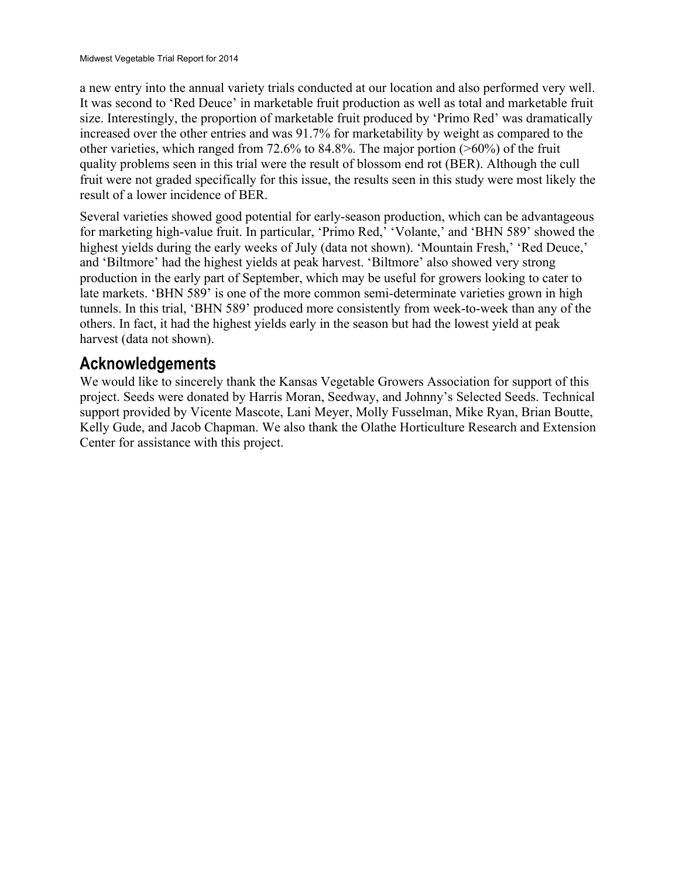a new entry into the annual variety trials conducted at our location and also performed very well. It was second to 'Red Deuce' in marketable fruit production as well as total and marketable fruit size. Interestingly, the proportion of marketable fruit produced by 'Primo Red' was dramatically increased over the other entries and was 91.7% for marketability by weight as compared to the other varieties, which ranged from 72.6% to 84.8%. The major portion (>60%) of the fruit quality problems seen in this trial were the result of blossom end rot (BER). Although the cull fruit were not graded specifically for this issue, the results seen in this study were most likely the result of a lower incidence of BER.

Several varieties showed good potential for early-season production, which can be advantageous for marketing high-value fruit. In particular, 'Primo Red,' 'Volante,' and 'BHN 589' showed the highest yields during the early weeks of July (data not shown). 'Mountain Fresh,' 'Red Deuce,' and 'Biltmore' had the highest yields at peak harvest. 'Biltmore' also showed very strong production in the early part of September, which may be useful for growers looking to cater to late markets. 'BHN 589' is one of the more common semi-determinate varieties grown in high tunnels. In this trial, 'BHN 589' produced more consistently from week-to-week than any of the others. In fact, it had the highest yields early in the season but had the lowest yield at peak harvest (data not shown).

## Acknowledgements

We would like to sincerely thank the Kansas Vegetable Growers Association for support of this project. Seeds were donated by Harris Moran, Seedway, and Johnny's Selected Seeds. Technical support provided by Vicente Mascote, Lani Meyer, Molly Fusselman, Mike Ryan, Brian Boutte, Kelly Gude, and Jacob Chapman. We also thank the Olathe Horticulture Research and Extension Center for assistance with this project.